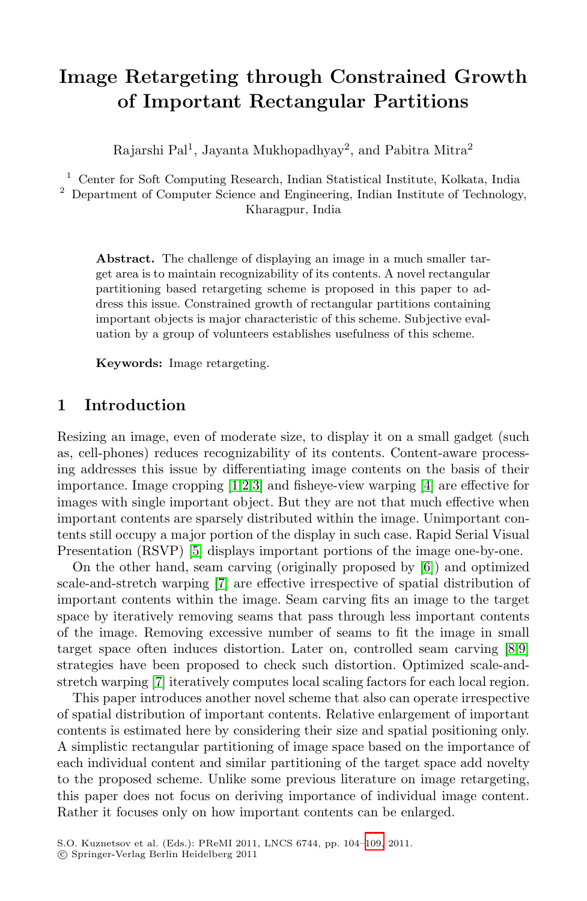# Image Retargeting through Constrained Growth of Important Rectangular Partitions

Rajarshi Pal[1], Jayanta Mukhopadhyay[2], and Pabitra Mitra[2]

[1] Center for Soft Computing Research, Indian Statistical Institute, Kolkata, India
[2] Department of Computer Science and Engineering, Indian Institute of Technology, Kharagpur, India

**Abstract.** The challenge of displaying an image in a much smaller target area is to maintain recognizability of its contents. A novel rectangular partitioning based retargeting scheme is proposed in this paper to address this issue. Constrained growth of rectangular partitions containing important objects is major characteristic of this scheme. Subjective evaluation by a group of volunteers establishes usefulness of this scheme.

**Keywords:** Image retargeting.

## 1 Introduction

Resizing an image, even of moderate size, to display it on a small gadget (such as, cell-phones) reduces recognizability of its contents. Content-aware processing addresses this issue by differentiating image contents on the basis of their importance. Image cropping [1,2,3] and fisheye-view warping [4] are effective for images with single important object. But they are not that much effective when important contents are sparsely distributed within the image. Unimportant contents still occupy a major portion of the display in such case. Rapid Serial Visual Presentation (RSVP) [5] displays important portions of the image one-by-one.

On the other hand, seam carving (originally proposed by [6]) and optimized scale-and-stretch warping [7] are effective irrespective of spatial distribution of important contents within the image. Seam carving fits an image to the target space by iteratively removing seams that pass through less important contents of the image. Removing excessive number of seams to fit the image in small target space often induces distortion. Later on, controlled seam carving [8,9] strategies have been proposed to check such distortion. Optimized scale-and-stretch warping [7] iteratively computes local scaling factors for each local region.

This paper introduces another novel scheme that also can operate irrespective of spatial distribution of important contents. Relative enlargement of important contents is estimated here by considering their size and spatial positioning only. A simplistic rectangular partitioning of image space based on the importance of each individual content and similar partitioning of the target space add novelty to the proposed scheme. Unlike some previous literature on image retargeting, this paper does not focus on deriving importance of individual image content. Rather it focuses only on how important contents can be enlarged.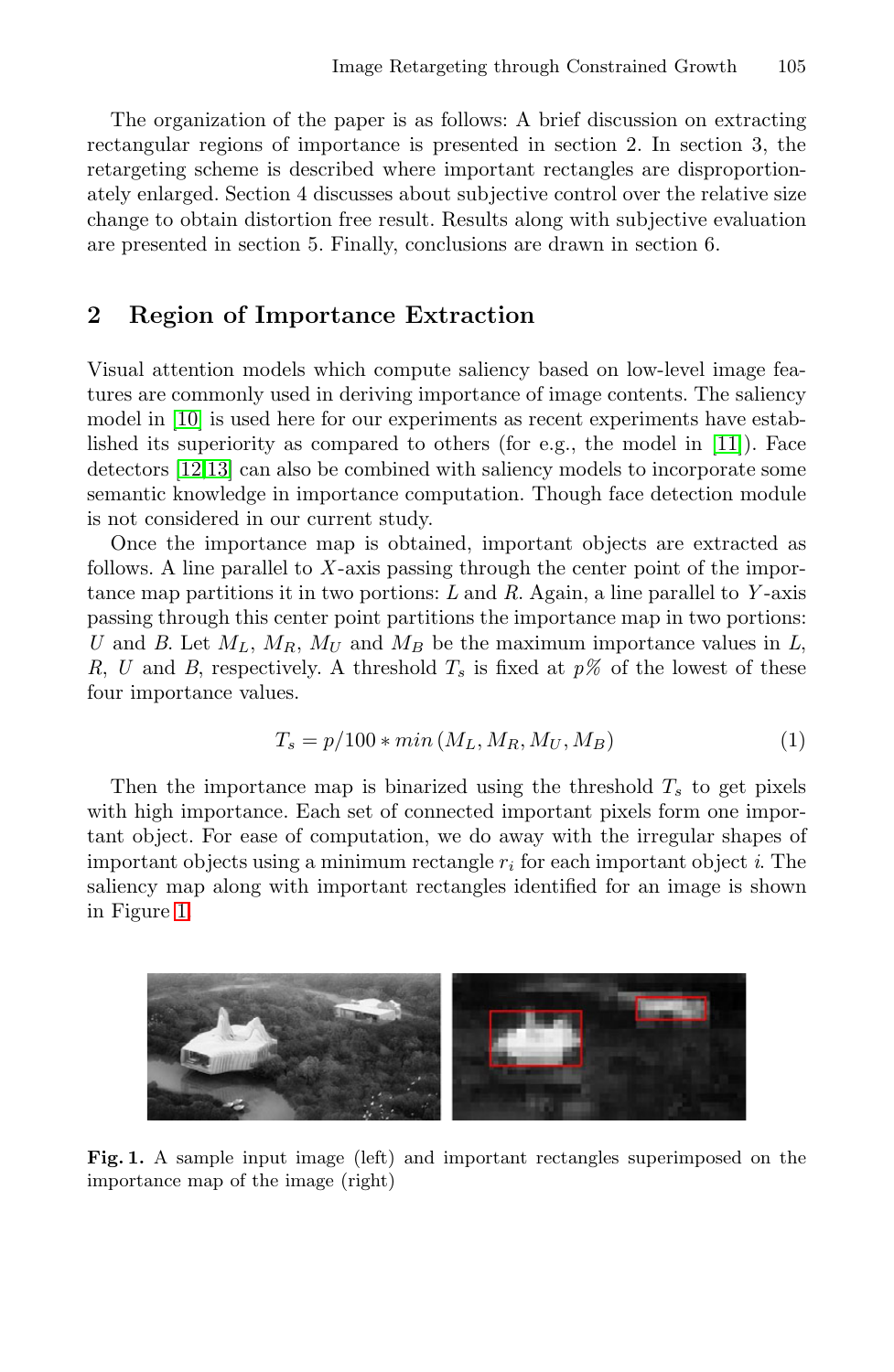The organization of the paper is as follows: A brief discussion on extracting rectangular regions of importance is presented in section 2. In section 3, the retargeting scheme is described where important rectangles are disproportionately enlarged. Section 4 discusses about subjective control over the relative size change to obtain distortion free result. Results along with subjective evaluation are presented in section 5. Finally, conclusions are drawn in section 6.

## 2 Region of Importance Extraction

Visual attention models which compute saliency based on low-level image features are commonly used in deriving importance of image contents. The saliency model in [10] is used here for our experiments as recent experiments have established its superiority as compared to others (for e.g., the model in [11]). Face detectors [12,13] can also be combined with saliency models to incorporate some semantic knowledge in importance computation. Though face detection module is not considered in our current study.

Once the importance map is obtained, important objects are extracted as follows. A line parallel to $X$-axis passing through the center point of the importance map partitions it in two portions: $L$ and $R$. Again, a line parallel to $Y$-axis passing through this center point partitions the importance map in two portions: $U$ and $B$. Let $M_L$, $M_R$, $M_U$ and $M_B$ be the maximum importance values in $L$, $R$, $U$ and $B$, respectively. A threshold $T_s$ is fixed at $p\%$ of the lowest of these four importance values.

$$T_s = p/100 * min\,(M_L, M_R, M_U, M_B) \tag{1}$$

Then the importance map is binarized using the threshold $T_s$ to get pixels with high importance. Each set of connected important pixels form one important object. For ease of computation, we do away with the irregular shapes of important objects using a minimum rectangle $r_i$ for each important object $i$. The saliency map along with important rectangles identified for an image is shown in Figure 1.

**Fig. 1.** A sample input image (left) and important rectangles superimposed on the importance map of the image (right)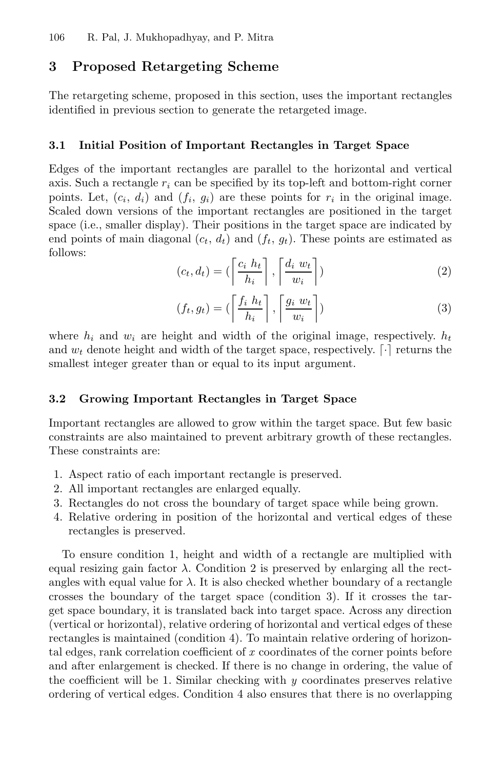## 3 Proposed Retargeting Scheme

The retargeting scheme, proposed in this section, uses the important rectangles identified in previous section to generate the retargeted image.

### 3.1 Initial Position of Important Rectangles in Target Space

Edges of the important rectangles are parallel to the horizontal and vertical axis. Such a rectangle $r_i$ can be specified by its top-left and bottom-right corner points. Let, ($c_i$, $d_i$) and ($f_i$, $g_i$) are these points for $r_i$ in the original image. Scaled down versions of the important rectangles are positioned in the target space (i.e., smaller display). Their positions in the target space are indicated by end points of main diagonal ($c_t$, $d_t$) and ($f_t$, $g_t$). These points are estimated as follows:

$$(c_t, d_t) = (\left\lceil \frac{c_i \ h_t}{h_i} \right\rceil, \left\lceil \frac{d_i \ w_t}{w_i} \right\rceil) \tag{2}$$

$$(f_t, g_t) = (\left\lceil \frac{f_i \ h_t}{h_i} \right\rceil, \left\lceil \frac{g_i \ w_t}{w_i} \right\rceil) \tag{3}$$

where $h_i$ and $w_i$ are height and width of the original image, respectively. $h_t$ and $w_t$ denote height and width of the target space, respectively. $\lceil \cdot \rceil$ returns the smallest integer greater than or equal to its input argument.

### 3.2 Growing Important Rectangles in Target Space

Important rectangles are allowed to grow within the target space. But few basic constraints are also maintained to prevent arbitrary growth of these rectangles. These constraints are:

1. Aspect ratio of each important rectangle is preserved.
2. All important rectangles are enlarged equally.
3. Rectangles do not cross the boundary of target space while being grown.
4. Relative ordering in position of the horizontal and vertical edges of these rectangles is preserved.

To ensure condition 1, height and width of a rectangle are multiplied with equal resizing gain factor $\lambda$. Condition 2 is preserved by enlarging all the rectangles with equal value for $\lambda$. It is also checked whether boundary of a rectangle crosses the boundary of the target space (condition 3). If it crosses the target space boundary, it is translated back into target space. Across any direction (vertical or horizontal), relative ordering of horizontal and vertical edges of these rectangles is maintained (condition 4). To maintain relative ordering of horizontal edges, rank correlation coefficient of $x$ coordinates of the corner points before and after enlargement is checked. If there is no change in ordering, the value of the coefficient will be 1. Similar checking with $y$ coordinates preserves relative ordering of vertical edges. Condition 4 also ensures that there is no overlapping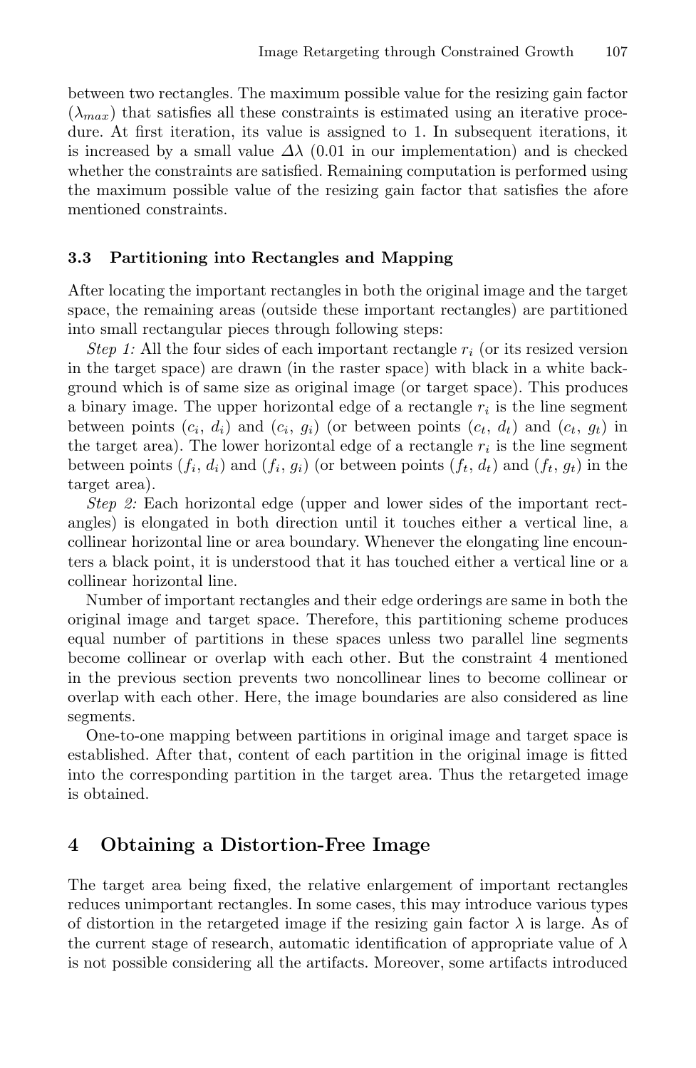between two rectangles. The maximum possible value for the resizing gain factor ($\lambda_{max}$) that satisfies all these constraints is estimated using an iterative procedure. At first iteration, its value is assigned to 1. In subsequent iterations, it is increased by a small value $\Delta\lambda$ (0.01 in our implementation) and is checked whether the constraints are satisfied. Remaining computation is performed using the maximum possible value of the resizing gain factor that satisfies the afore mentioned constraints.

### 3.3 Partitioning into Rectangles and Mapping

After locating the important rectangles in both the original image and the target space, the remaining areas (outside these important rectangles) are partitioned into small rectangular pieces through following steps:

*Step 1:* All the four sides of each important rectangle $r_i$ (or its resized version in the target space) are drawn (in the raster space) with black in a white background which is of same size as original image (or target space). This produces a binary image. The upper horizontal edge of a rectangle $r_i$ is the line segment between points ($c_i$, $d_i$) and ($c_i$, $g_i$) (or between points ($c_t$, $d_t$) and ($c_t$, $g_t$) in the target area). The lower horizontal edge of a rectangle $r_i$ is the line segment between points ($f_i$, $d_i$) and ($f_i$, $g_i$) (or between points ($f_t$, $d_t$) and ($f_t$, $g_t$) in the target area).

*Step 2:* Each horizontal edge (upper and lower sides of the important rectangles) is elongated in both direction until it touches either a vertical line, a collinear horizontal line or area boundary. Whenever the elongating line encounters a black point, it is understood that it has touched either a vertical line or a collinear horizontal line.

Number of important rectangles and their edge orderings are same in both the original image and target space. Therefore, this partitioning scheme produces equal number of partitions in these spaces unless two parallel line segments become collinear or overlap with each other. But the constraint 4 mentioned in the previous section prevents two noncollinear lines to become collinear or overlap with each other. Here, the image boundaries are also considered as line segments.

One-to-one mapping between partitions in original image and target space is established. After that, content of each partition in the original image is fitted into the corresponding partition in the target area. Thus the retargeted image is obtained.

## 4 Obtaining a Distortion-Free Image

The target area being fixed, the relative enlargement of important rectangles reduces unimportant rectangles. In some cases, this may introduce various types of distortion in the retargeted image if the resizing gain factor $\lambda$ is large. As of the current stage of research, automatic identification of appropriate value of $\lambda$ is not possible considering all the artifacts. Moreover, some artifacts introduced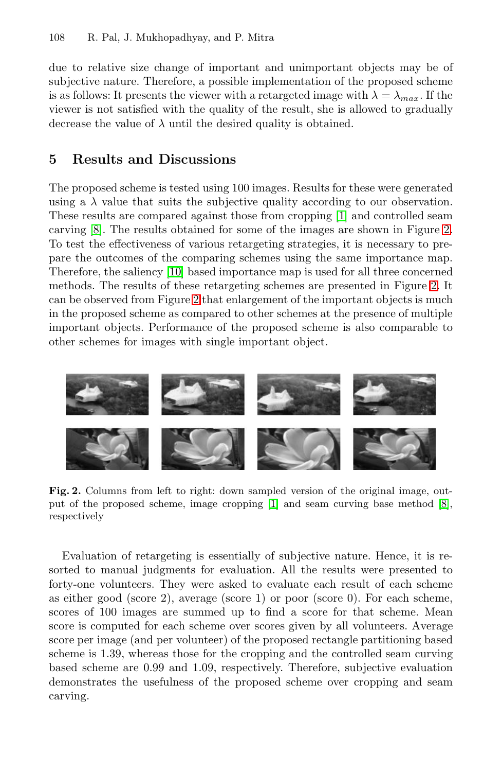due to relative size change of important and unimportant objects may be of subjective nature. Therefore, a possible implementation of the proposed scheme is as follows: It presents the viewer with a retargeted image with $\lambda = \lambda_{max}$. If the viewer is not satisfied with the quality of the result, she is allowed to gradually decrease the value of $\lambda$ until the desired quality is obtained.

## 5 Results and Discussions

The proposed scheme is tested using 100 images. Results for these were generated using a $\lambda$ value that suits the subjective quality according to our observation. These results are compared against those from cropping [1] and controlled seam carving [8]. The results obtained for some of the images are shown in Figure 2. To test the effectiveness of various retargeting strategies, it is necessary to prepare the outcomes of the comparing schemes using the same importance map. Therefore, the saliency [10] based importance map is used for all three concerned methods. The results of these retargeting schemes are presented in Figure 2. It can be observed from Figure 2 that enlargement of the important objects is much in the proposed scheme as compared to other schemes at the presence of multiple important objects. Performance of the proposed scheme is also comparable to other schemes for images with single important object.

**Fig. 2.** Columns from left to right: down sampled version of the original image, output of the proposed scheme, image cropping [1] and seam curving base method [8], respectively

Evaluation of retargeting is essentially of subjective nature. Hence, it is resorted to manual judgments for evaluation. All the results were presented to forty-one volunteers. They were asked to evaluate each result of each scheme as either good (score 2), average (score 1) or poor (score 0). For each scheme, scores of 100 images are summed up to find a score for that scheme. Mean score is computed for each scheme over scores given by all volunteers. Average score per image (and per volunteer) of the proposed rectangle partitioning based scheme is 1.39, whereas those for the cropping and the controlled seam curving based scheme are 0.99 and 1.09, respectively. Therefore, subjective evaluation demonstrates the usefulness of the proposed scheme over cropping and seam carving.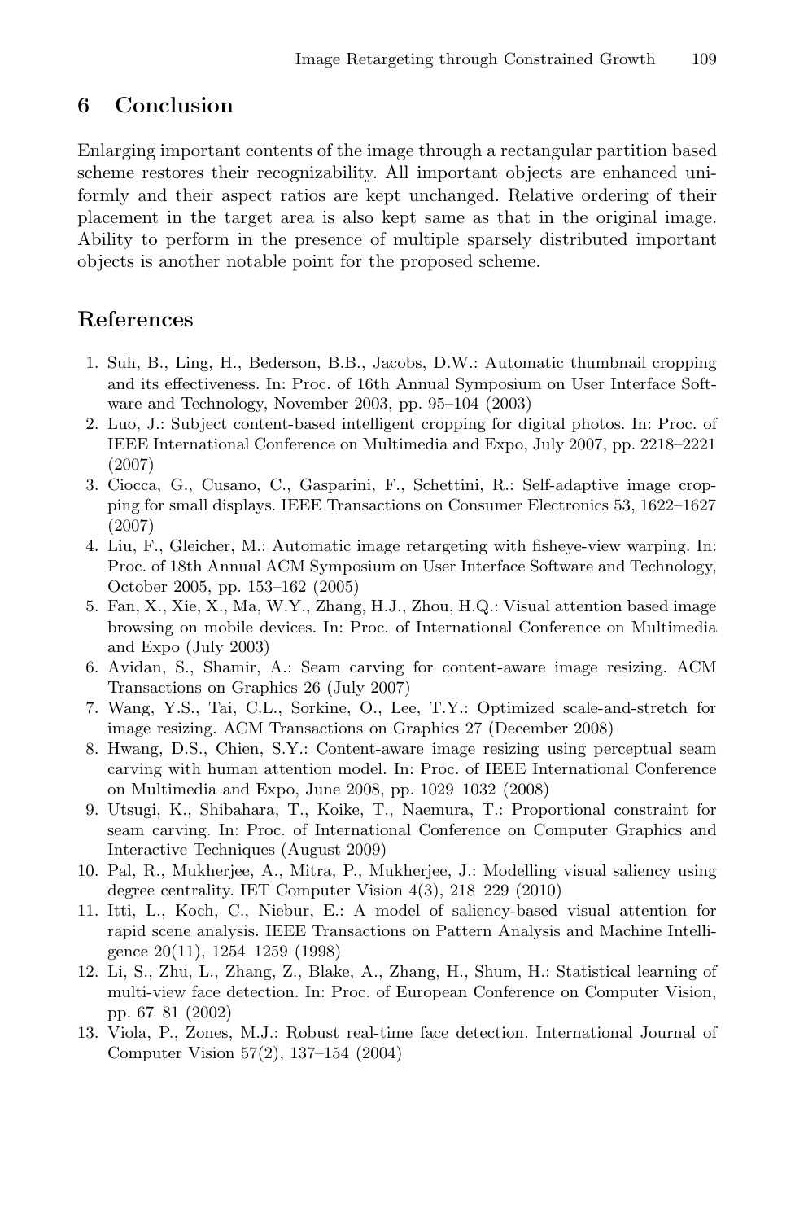## 6 Conclusion

Enlarging important contents of the image through a rectangular partition based scheme restores their recognizability. All important objects are enhanced uniformly and their aspect ratios are kept unchanged. Relative ordering of their placement in the target area is also kept same as that in the original image. Ability to perform in the presence of multiple sparsely distributed important objects is another notable point for the proposed scheme.

## References

1. Suh, B., Ling, H., Bederson, B.B., Jacobs, D.W.: Automatic thumbnail cropping and its effectiveness. In: Proc. of 16th Annual Symposium on User Interface Software and Technology, November 2003, pp. 95–104 (2003)
2. Luo, J.: Subject content-based intelligent cropping for digital photos. In: Proc. of IEEE International Conference on Multimedia and Expo, July 2007, pp. 2218–2221 (2007)
3. Ciocca, G., Cusano, C., Gasparini, F., Schettini, R.: Self-adaptive image cropping for small displays. IEEE Transactions on Consumer Electronics 53, 1622–1627 (2007)
4. Liu, F., Gleicher, M.: Automatic image retargeting with fisheye-view warping. In: Proc. of 18th Annual ACM Symposium on User Interface Software and Technology, October 2005, pp. 153–162 (2005)
5. Fan, X., Xie, X., Ma, W.Y., Zhang, H.J., Zhou, H.Q.: Visual attention based image browsing on mobile devices. In: Proc. of International Conference on Multimedia and Expo (July 2003)
6. Avidan, S., Shamir, A.: Seam carving for content-aware image resizing. ACM Transactions on Graphics 26 (July 2007)
7. Wang, Y.S., Tai, C.L., Sorkine, O., Lee, T.Y.: Optimized scale-and-stretch for image resizing. ACM Transactions on Graphics 27 (December 2008)
8. Hwang, D.S., Chien, S.Y.: Content-aware image resizing using perceptual seam carving with human attention model. In: Proc. of IEEE International Conference on Multimedia and Expo, June 2008, pp. 1029–1032 (2008)
9. Utsugi, K., Shibahara, T., Koike, T., Naemura, T.: Proportional constraint for seam carving. In: Proc. of International Conference on Computer Graphics and Interactive Techniques (August 2009)
10. Pal, R., Mukherjee, A., Mitra, P., Mukherjee, J.: Modelling visual saliency using degree centrality. IET Computer Vision 4(3), 218–229 (2010)
11. Itti, L., Koch, C., Niebur, E.: A model of saliency-based visual attention for rapid scene analysis. IEEE Transactions on Pattern Analysis and Machine Intelligence 20(11), 1254–1259 (1998)
12. Li, S., Zhu, L., Zhang, Z., Blake, A., Zhang, H., Shum, H.: Statistical learning of multi-view face detection. In: Proc. of European Conference on Computer Vision, pp. 67–81 (2002)
13. Viola, P., Zones, M.J.: Robust real-time face detection. International Journal of Computer Vision 57(2), 137–154 (2004)